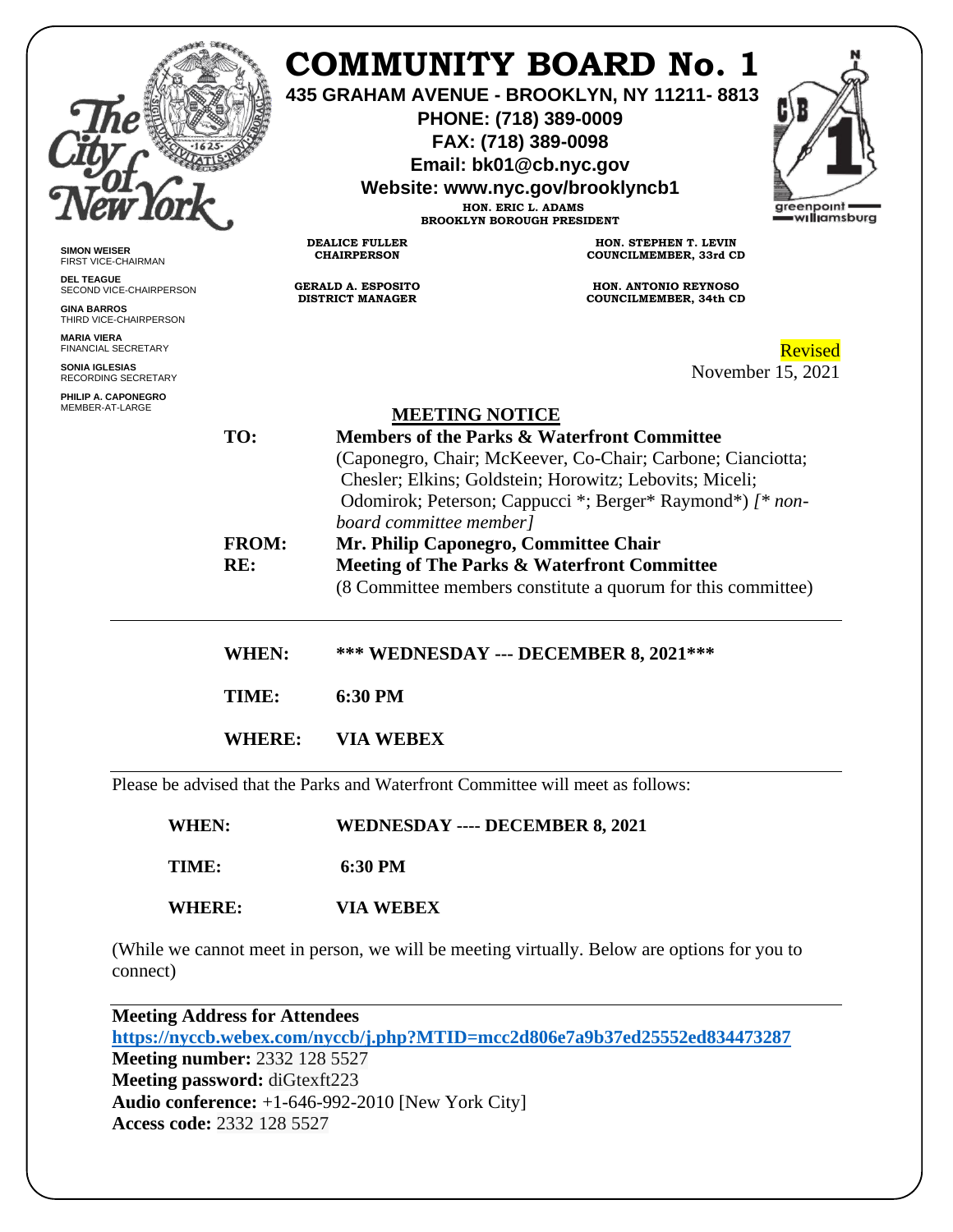# COMMUNITY BOARD No. 1

**435 GRAHAM AVENUE - BROOKLYN, NY 11211- 8813**
**PHONE: (718) 389-0009**
**FAX: (718) 389-0098**
**Email: bk01@cb.nyc.gov**
**Website: www.nyc.gov/brooklyncb1**

**HON. ERIC L. ADAMS**
**BROOKLYN BOROUGH PRESIDENT**

**DEALICE FULLER**
**CHAIRPERSON**

**HON. STEPHEN T. LEVIN**
**COUNCILMEMBER, 33rd CD**

**GERALD A. ESPOSITO**
**DISTRICT MANAGER**

**HON. ANTONIO REYNOSO**
**COUNCILMEMBER, 34th CD**

**SIMON WEISER**
FIRST VICE-CHAIRMAN

**DEL TEAGUE**
SECOND VICE-CHAIRPERSON

**GINA BARROS**
THIRD VICE-CHAIRPERSON

**MARIA VIERA**
FINANCIAL SECRETARY

**SONIA IGLESIAS**
RECORDING SECRETARY

**PHILIP A. CAPONEGRO**
MEMBER-AT-LARGE

Revised
November 15, 2021

## MEETING NOTICE

**TO:** **Members of the Parks & Waterfront Committee**
(Caponegro, Chair; McKeever, Co-Chair; Carbone; Cianciotta; Chesler; Elkins; Goldstein; Horowitz; Lebovits; Miceli; Odomirok; Peterson; Cappucci *; Berger* Raymond*) *[* non-board committee member]*

**FROM:** **Mr. Philip Caponegro, Committee Chair**

**RE:** **Meeting of The Parks & Waterfront Committee**
(8 Committee members constitute a quorum for this committee)

---

**WHEN:** **\*\*\* WEDNESDAY --- DECEMBER 8, 2021\*\*\***

**TIME:** **6:30 PM**

**WHERE:** **VIA WEBEX**

---

Please be advised that the Parks and Waterfront Committee will meet as follows:

**WHEN:** **WEDNESDAY ---- DECEMBER 8, 2021**

**TIME:** **6:30 PM**

**WHERE:** **VIA WEBEX**

(While we cannot meet in person, we will be meeting virtually. Below are options for you to connect)

---

**Meeting Address for Attendees**
**https://nyccb.webex.com/nyccb/j.php?MTID=mcc2d806e7a9b37ed25552ed834473287**
**Meeting number:** 2332 128 5527
**Meeting password:** diGtexft223
**Audio conference:** +1-646-992-2010 [New York City]
**Access code:** 2332 128 5527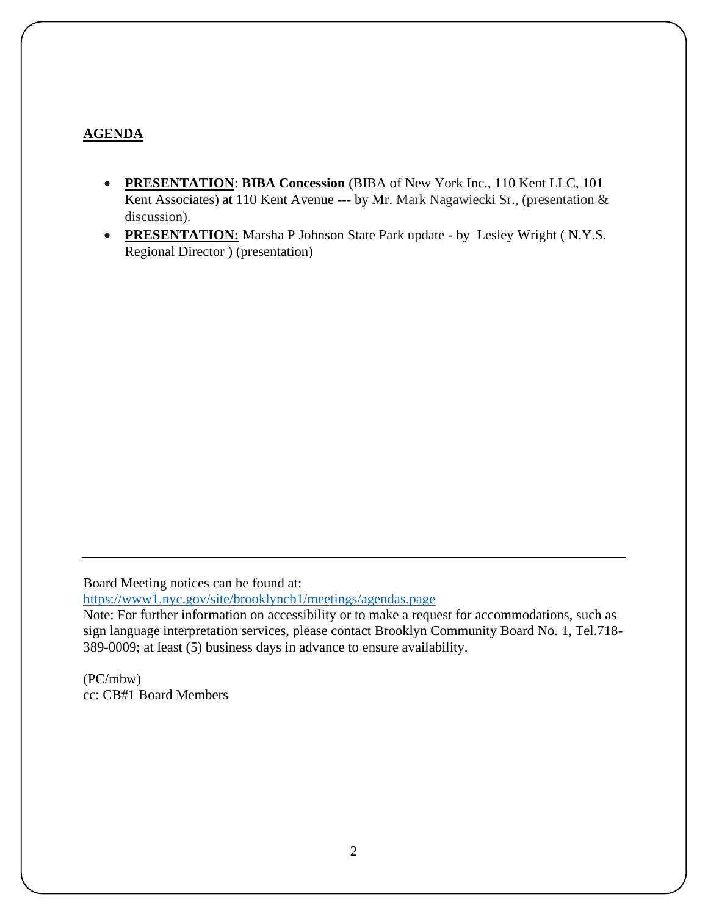**AGENDA**

- **PRESENTATION**: **BIBA Concession** (BIBA of New York Inc., 110 Kent LLC, 101 Kent Associates) at 110 Kent Avenue --- by Mr. Mark Nagawiecki Sr., (presentation & discussion).
- **PRESENTATION:** Marsha P Johnson State Park update - by Lesley Wright ( N.Y.S. Regional Director ) (presentation)

---

Board Meeting notices can be found at:
https://www1.nyc.gov/site/brooklyncb1/meetings/agendas.page
Note: For further information on accessibility or to make a request for accommodations, such as sign language interpretation services, please contact Brooklyn Community Board No. 1, Tel.718-389-0009; at least (5) business days in advance to ensure availability.

(PC/mbw)
cc: CB#1 Board Members